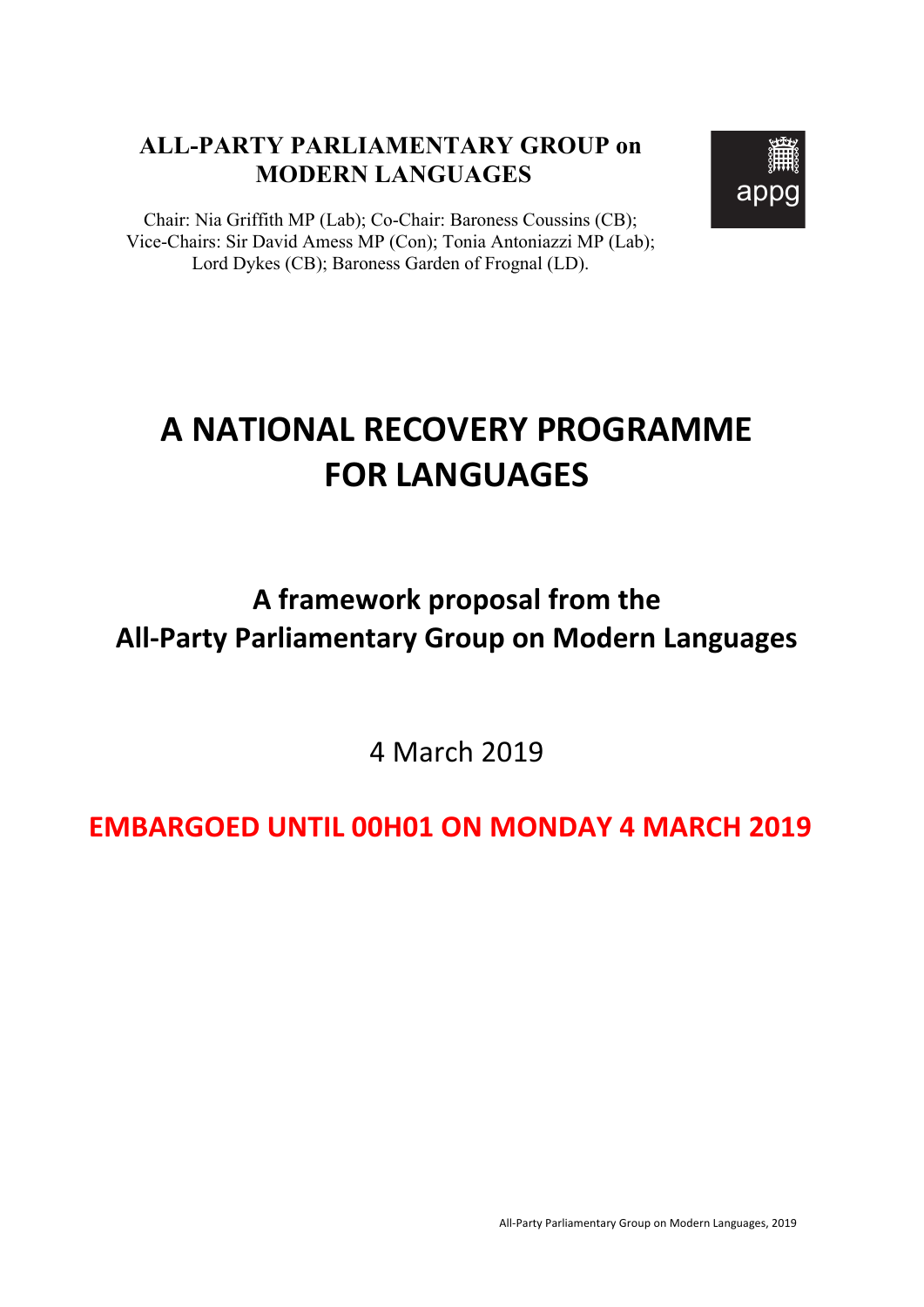**ALL-PARTY PARLIAMENTARY GROUP on MODERN LANGUAGES**

Chair: Nia Griffith MP (Lab); Co-Chair: Baroness Coussins (CB);
Vice-Chairs: Sir David Amess MP (Con); Tonia Antoniazzi MP (Lab);
Lord Dykes (CB); Baroness Garden of Frognal (LD).

appg

# A NATIONAL RECOVERY PROGRAMME FOR LANGUAGES

## A framework proposal from the All-Party Parliamentary Group on Modern Languages

4 March 2019

**EMBARGOED UNTIL 00H01 ON MONDAY 4 MARCH 2019**

All-Party Parliamentary Group on Modern Languages, 2019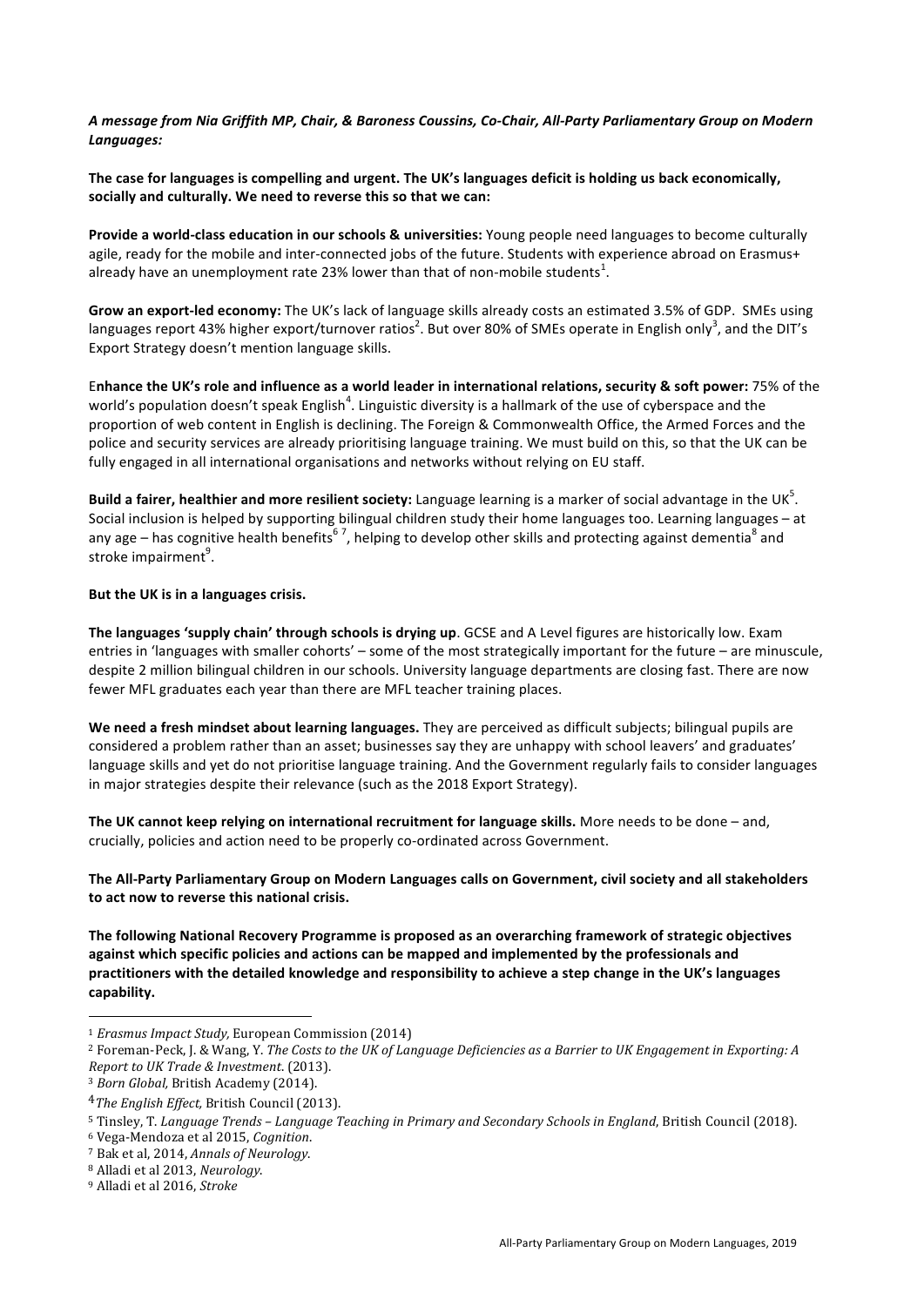***A message from Nia Griffith MP, Chair, & Baroness Coussins, Co-Chair, All-Party Parliamentary Group on Modern Languages:***

**The case for languages is compelling and urgent. The UK's languages deficit is holding us back economically, socially and culturally. We need to reverse this so that we can:**

**Provide a world-class education in our schools & universities:** Young people need languages to become culturally agile, ready for the mobile and inter-connected jobs of the future. Students with experience abroad on Erasmus+ already have an unemployment rate 23% lower than that of non-mobile students[1].

**Grow an export-led economy:** The UK's lack of language skills already costs an estimated 3.5% of GDP. SMEs using languages report 43% higher export/turnover ratios[2]. But over 80% of SMEs operate in English only[3], and the DIT's Export Strategy doesn't mention language skills.

**Enhance the UK's role and influence as a world leader in international relations, security & soft power:** 75% of the world's population doesn't speak English[4]. Linguistic diversity is a hallmark of the use of cyberspace and the proportion of web content in English is declining. The Foreign & Commonwealth Office, the Armed Forces and the police and security services are already prioritising language training. We must build on this, so that the UK can be fully engaged in all international organisations and networks without relying on EU staff.

**Build a fairer, healthier and more resilient society:** Language learning is a marker of social advantage in the UK[5]. Social inclusion is helped by supporting bilingual children study their home languages too. Learning languages – at any age – has cognitive health benefits[6][7], helping to develop other skills and protecting against dementia[8] and stroke impairment[9].

**But the UK is in a languages crisis.**

**The languages 'supply chain' through schools is drying up**. GCSE and A Level figures are historically low. Exam entries in 'languages with smaller cohorts' – some of the most strategically important for the future – are minuscule, despite 2 million bilingual children in our schools. University language departments are closing fast. There are now fewer MFL graduates each year than there are MFL teacher training places.

**We need a fresh mindset about learning languages.** They are perceived as difficult subjects; bilingual pupils are considered a problem rather than an asset; businesses say they are unhappy with school leavers' and graduates' language skills and yet do not prioritise language training. And the Government regularly fails to consider languages in major strategies despite their relevance (such as the 2018 Export Strategy).

**The UK cannot keep relying on international recruitment for language skills.** More needs to be done – and, crucially, policies and action need to be properly co-ordinated across Government.

**The All-Party Parliamentary Group on Modern Languages calls on Government, civil society and all stakeholders to act now to reverse this national crisis.**

**The following National Recovery Programme is proposed as an overarching framework of strategic objectives against which specific policies and actions can be mapped and implemented by the professionals and practitioners with the detailed knowledge and responsibility to achieve a step change in the UK's languages capability.**

---

[1] *Erasmus Impact Study,* European Commission (2014)

[2] Foreman-Peck, J. & Wang, Y. *The Costs to the UK of Language Deficiencies as a Barrier to UK Engagement in Exporting: A Report to UK Trade & Investment.* (2013).

[3] *Born Global,* British Academy (2014).

[4] *The English Effect,* British Council (2013).

[5] Tinsley, T. *Language Trends – Language Teaching in Primary and Secondary Schools in England*, British Council (2018).

[6] Vega-Mendoza et al 2015, *Cognition*.

[7] Bak et al, 2014, *Annals of Neurology*.

[8] Alladi et al 2013, *Neurology*.

[9] Alladi et al 2016, *Stroke*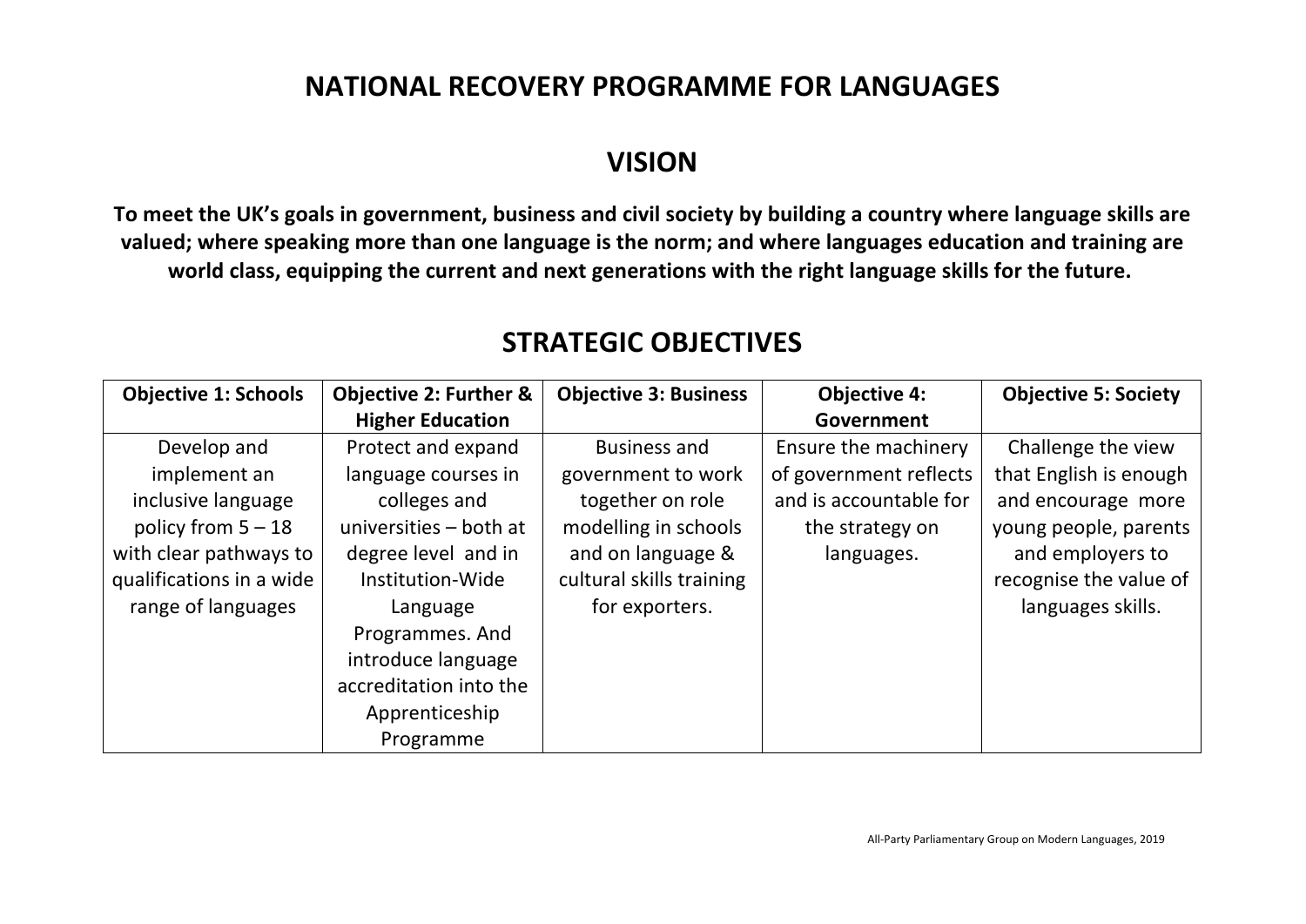# NATIONAL RECOVERY PROGRAMME FOR LANGUAGES

## VISION

**To meet the UK's goals in government, business and civil society by building a country where language skills are valued; where speaking more than one language is the norm; and where languages education and training are world class, equipping the current and next generations with the right language skills for the future.**

## STRATEGIC OBJECTIVES

| Objective 1: Schools | Objective 2: Further & Higher Education | Objective 3: Business | Objective 4: Government | Objective 5: Society |
|---|---|---|---|---|
| Develop and implement an inclusive language policy from 5 – 18 with clear pathways to qualifications in a wide range of languages | Protect and expand language courses in colleges and universities – both at degree level and in Institution-Wide Language Programmes. And introduce language accreditation into the Apprenticeship Programme | Business and government to work together on role modelling in schools and on language & cultural skills training for exporters. | Ensure the machinery of government reflects and is accountable for the strategy on languages. | Challenge the view that English is enough and encourage more young people, parents and employers to recognise the value of languages skills. |

All-Party Parliamentary Group on Modern Languages, 2019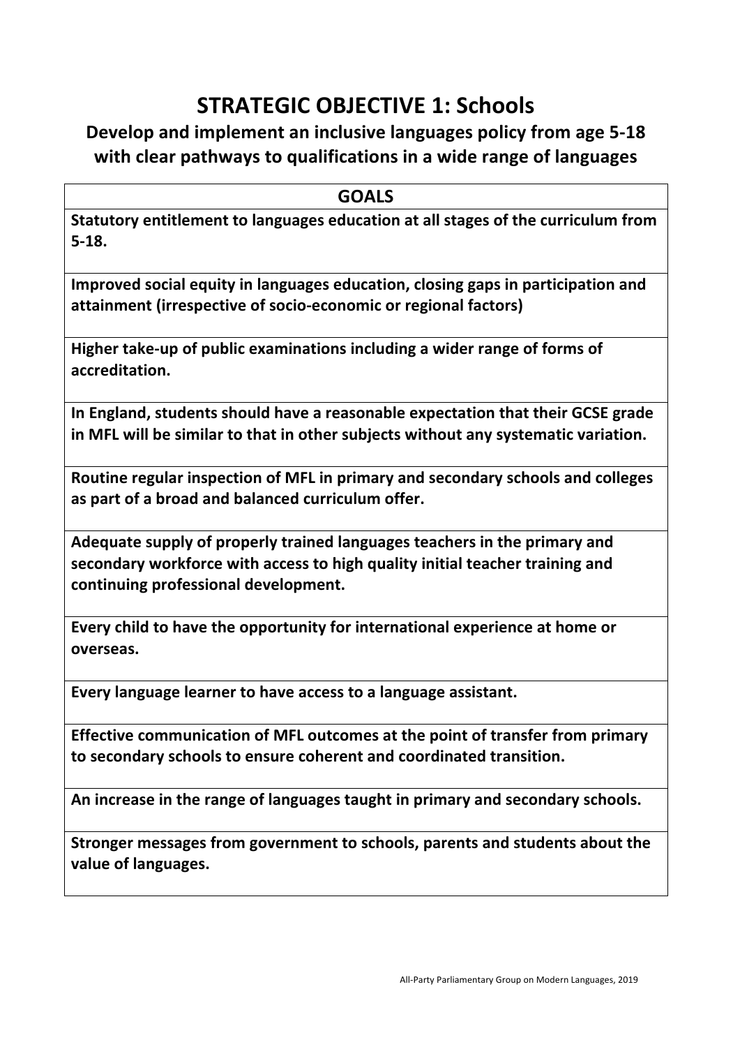# STRATEGIC OBJECTIVE 1: Schools

## Develop and implement an inclusive languages policy from age 5-18 with clear pathways to qualifications in a wide range of languages

| GOALS |
| --- |
| **Statutory entitlement to languages education at all stages of the curriculum from 5-18.** |
| **Improved social equity in languages education, closing gaps in participation and attainment (irrespective of socio-economic or regional factors)** |
| **Higher take-up of public examinations including a wider range of forms of accreditation.** |
| **In England, students should have a reasonable expectation that their GCSE grade in MFL will be similar to that in other subjects without any systematic variation.** |
| **Routine regular inspection of MFL in primary and secondary schools and colleges as part of a broad and balanced curriculum offer.** |
| **Adequate supply of properly trained languages teachers in the primary and secondary workforce with access to high quality initial teacher training and continuing professional development.** |
| **Every child to have the opportunity for international experience at home or overseas.** |
| **Every language learner to have access to a language assistant.** |
| **Effective communication of MFL outcomes at the point of transfer from primary to secondary schools to ensure coherent and coordinated transition.** |
| **An increase in the range of languages taught in primary and secondary schools.** |
| **Stronger messages from government to schools, parents and students about the value of languages.** |

All-Party Parliamentary Group on Modern Languages, 2019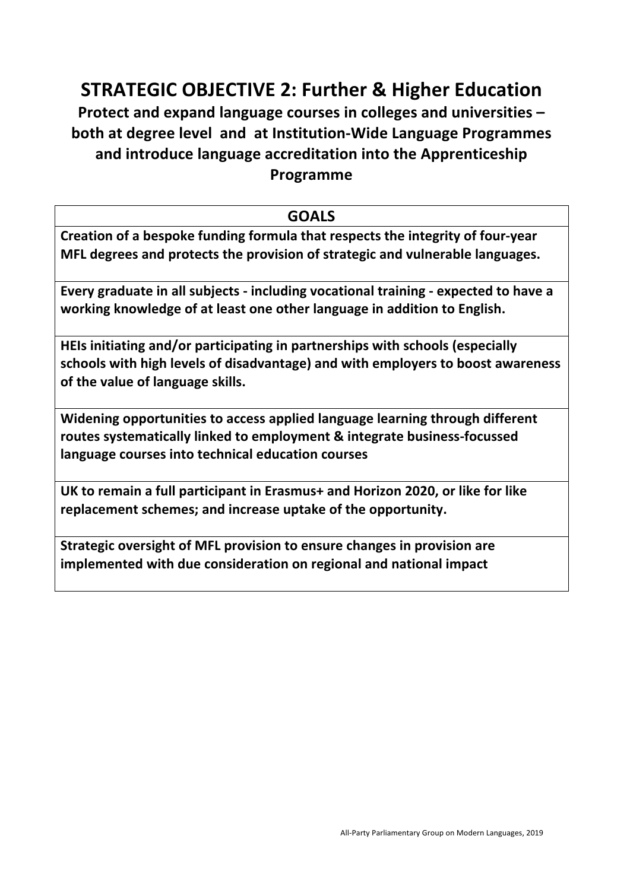# STRATEGIC OBJECTIVE 2: Further & Higher Education

**Protect and expand language courses in colleges and universities – both at degree level and at Institution-Wide Language Programmes and introduce language accreditation into the Apprenticeship Programme**

| GOALS |
| --- |
| **Creation of a bespoke funding formula that respects the integrity of four-year MFL degrees and protects the provision of strategic and vulnerable languages.** |
| **Every graduate in all subjects - including vocational training - expected to have a working knowledge of at least one other language in addition to English.** |
| **HEIs initiating and/or participating in partnerships with schools (especially schools with high levels of disadvantage) and with employers to boost awareness of the value of language skills.** |
| **Widening opportunities to access applied language learning through different routes systematically linked to employment & integrate business-focussed language courses into technical education courses** |
| **UK to remain a full participant in Erasmus+ and Horizon 2020, or like for like replacement schemes; and increase uptake of the opportunity.** |
| **Strategic oversight of MFL provision to ensure changes in provision are implemented with due consideration on regional and national impact** |

All-Party Parliamentary Group on Modern Languages, 2019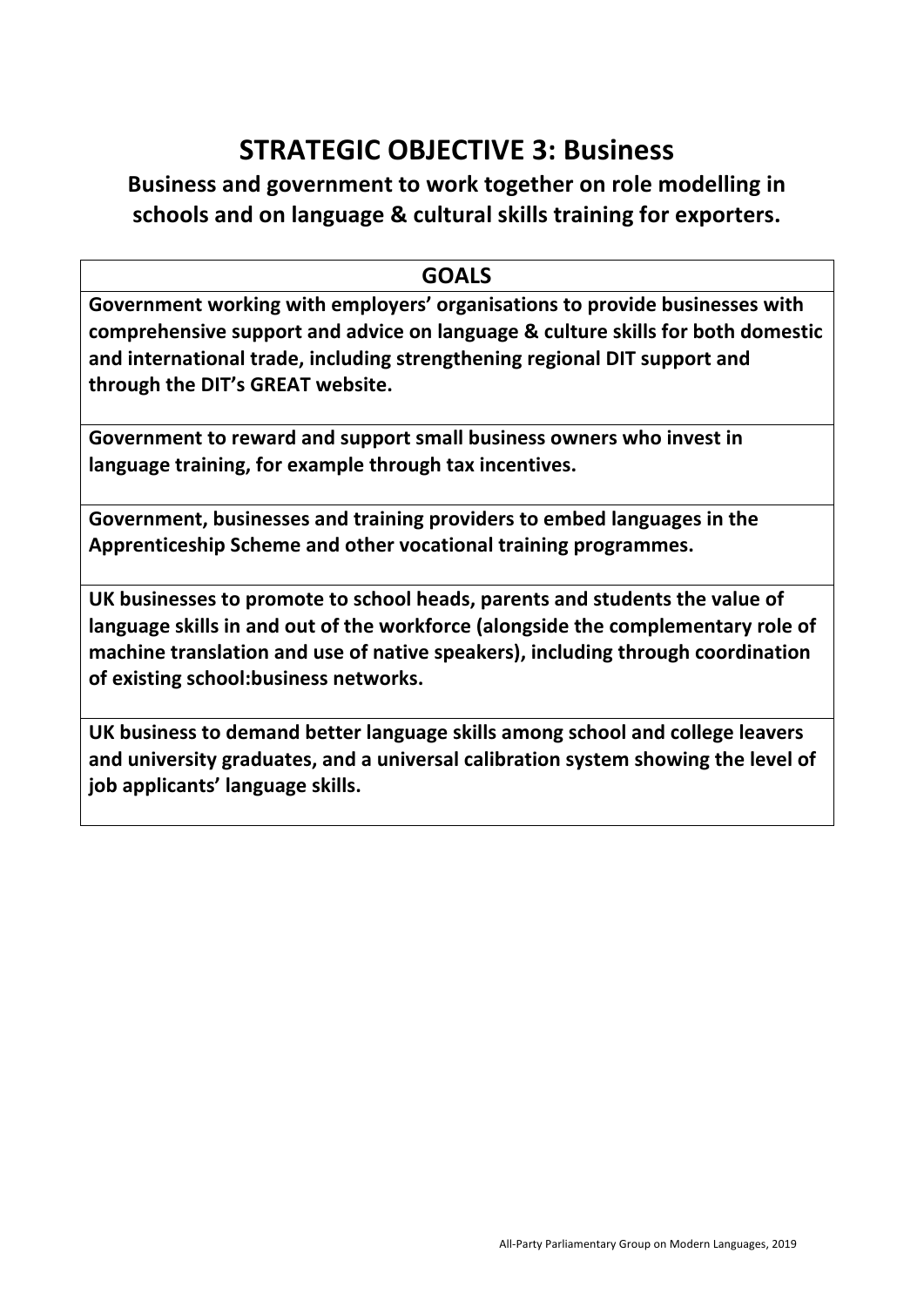# STRATEGIC OBJECTIVE 3: Business

## Business and government to work together on role modelling in schools and on language & cultural skills training for exporters.

| GOALS |
|---|
| **Government working with employers' organisations to provide businesses with comprehensive support and advice on language & culture skills for both domestic and international trade, including strengthening regional DIT support and through the DIT's GREAT website.** |
| **Government to reward and support small business owners who invest in language training, for example through tax incentives.** |
| **Government, businesses and training providers to embed languages in the Apprenticeship Scheme and other vocational training programmes.** |
| **UK businesses to promote to school heads, parents and students the value of language skills in and out of the workforce (alongside the complementary role of machine translation and use of native speakers), including through coordination of existing school:business networks.** |
| **UK business to demand better language skills among school and college leavers and university graduates, and a universal calibration system showing the level of job applicants' language skills.** |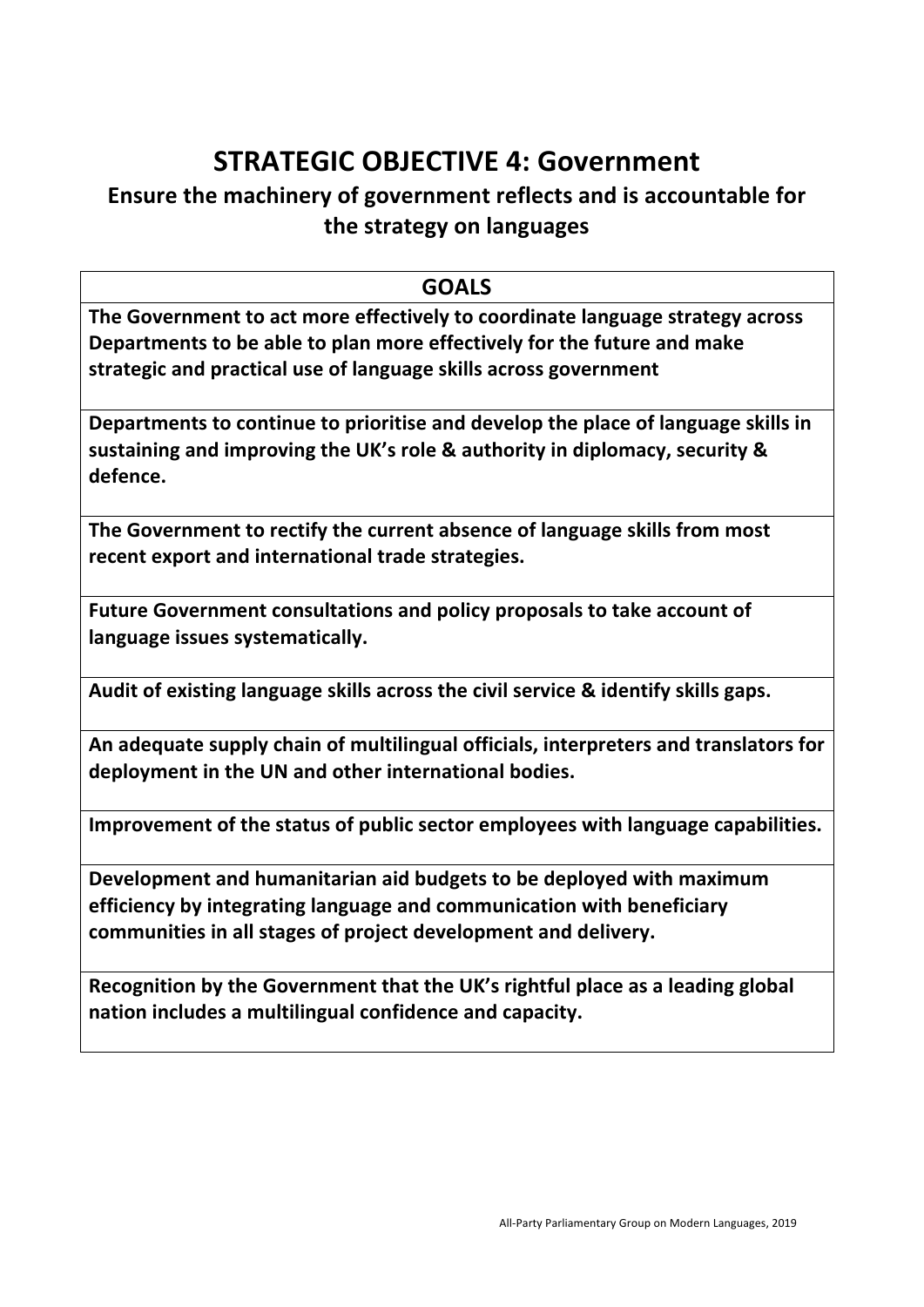# STRATEGIC OBJECTIVE 4: Government

## Ensure the machinery of government reflects and is accountable for the strategy on languages

| GOALS |
| --- |
| **The Government to act more effectively to coordinate language strategy across Departments to be able to plan more effectively for the future and make strategic and practical use of language skills across government** |
| **Departments to continue to prioritise and develop the place of language skills in sustaining and improving the UK's role & authority in diplomacy, security & defence.** |
| **The Government to rectify the current absence of language skills from most recent export and international trade strategies.** |
| **Future Government consultations and policy proposals to take account of language issues systematically.** |
| **Audit of existing language skills across the civil service & identify skills gaps.** |
| **An adequate supply chain of multilingual officials, interpreters and translators for deployment in the UN and other international bodies.** |
| **Improvement of the status of public sector employees with language capabilities.** |
| **Development and humanitarian aid budgets to be deployed with maximum efficiency by integrating language and communication with beneficiary communities in all stages of project development and delivery.** |
| **Recognition by the Government that the UK's rightful place as a leading global nation includes a multilingual confidence and capacity.** |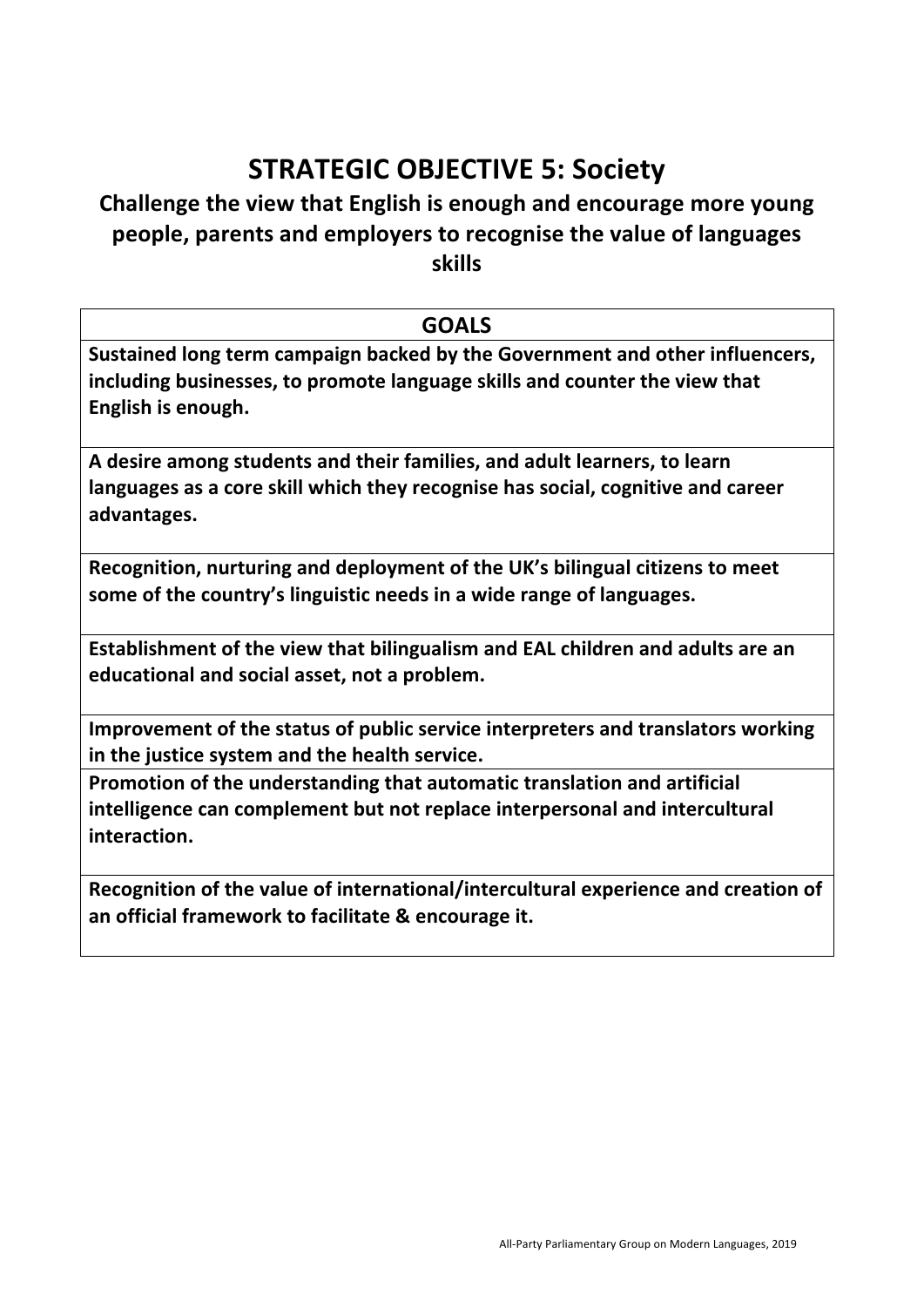# STRATEGIC OBJECTIVE 5: Society

## Challenge the view that English is enough and encourage more young people, parents and employers to recognise the value of languages skills

| GOALS |
|---|
| **Sustained long term campaign backed by the Government and other influencers, including businesses, to promote language skills and counter the view that English is enough.** |
| **A desire among students and their families, and adult learners, to learn languages as a core skill which they recognise has social, cognitive and career advantages.** |
| **Recognition, nurturing and deployment of the UK's bilingual citizens to meet some of the country's linguistic needs in a wide range of languages.** |
| **Establishment of the view that bilingualism and EAL children and adults are an educational and social asset, not a problem.** |
| **Improvement of the status of public service interpreters and translators working in the justice system and the health service.** |
| **Promotion of the understanding that automatic translation and artificial intelligence can complement but not replace interpersonal and intercultural interaction.** |
| **Recognition of the value of international/intercultural experience and creation of an official framework to facilitate & encourage it.** |